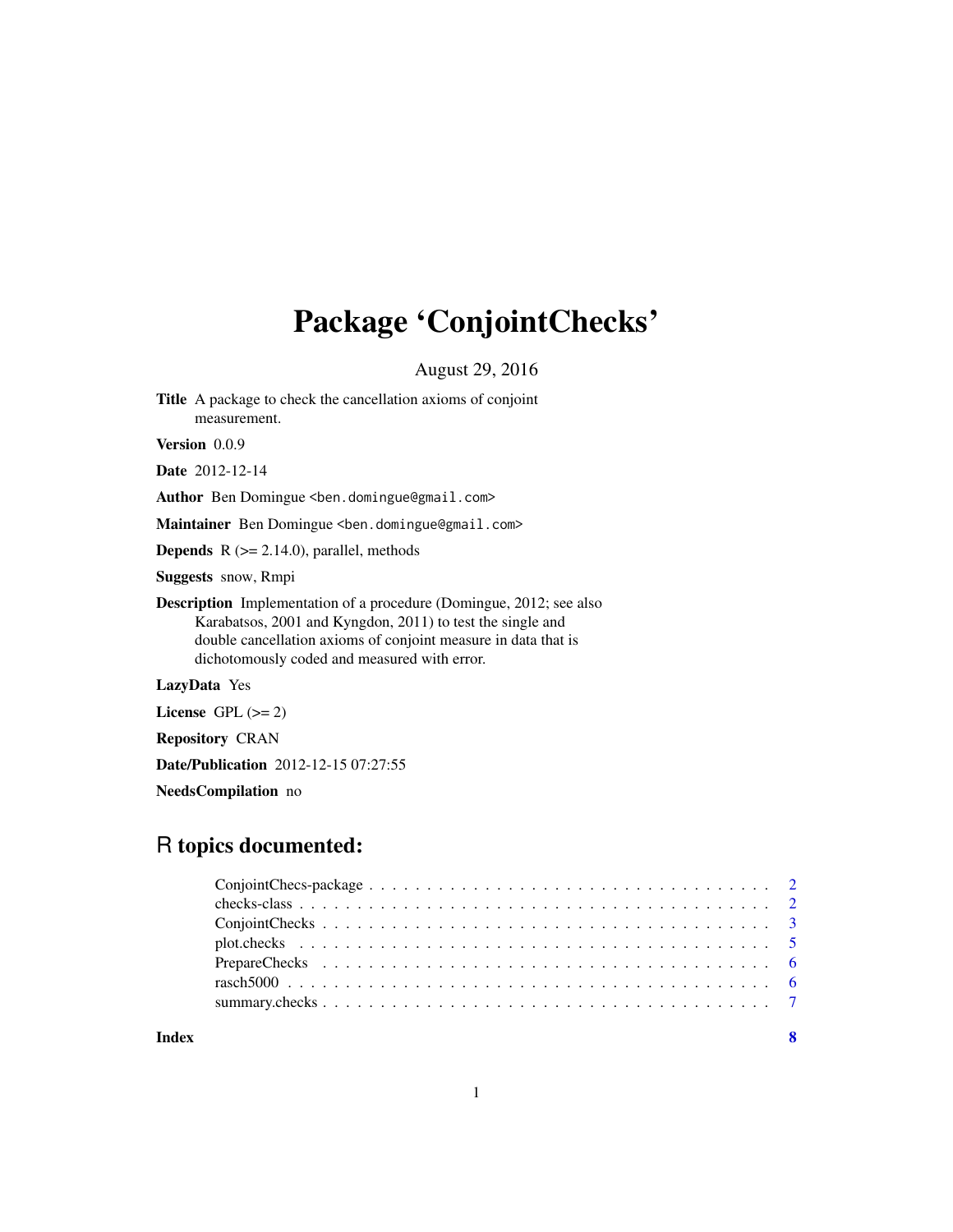# Package 'ConjointChecks'

August 29, 2016

**Title** A package to check the cancellation axioms of conjoint measurement.

**Version** 0.0.9

**Date** 2012-12-14

**Author** Ben Domingue <ben.domingue@gmail.com>

**Maintainer** Ben Domingue <ben.domingue@gmail.com>

**Depends** R (>= 2.14.0), parallel, methods

**Suggests** snow, Rmpi

**Description** Implementation of a procedure (Domingue, 2012; see also Karabatsos, 2001 and Kyngdon, 2011) to test the single and double cancellation axioms of conjoint measure in data that is dichotomously coded and measured with error.

**LazyData** Yes

**License** GPL (>= 2)

**Repository** CRAN

**Date/Publication** 2012-12-15 07:27:55

**NeedsCompilation** no

## R topics documented:

| | |
|---|---|
| ConjointChecs-package | 2 |
| checks-class | 2 |
| ConjointChecks | 3 |
| plot.checks | 5 |
| PrepareChecks | 6 |
| rasch5000 | 6 |
| summary.checks | 7 |
| **Index** | **8** |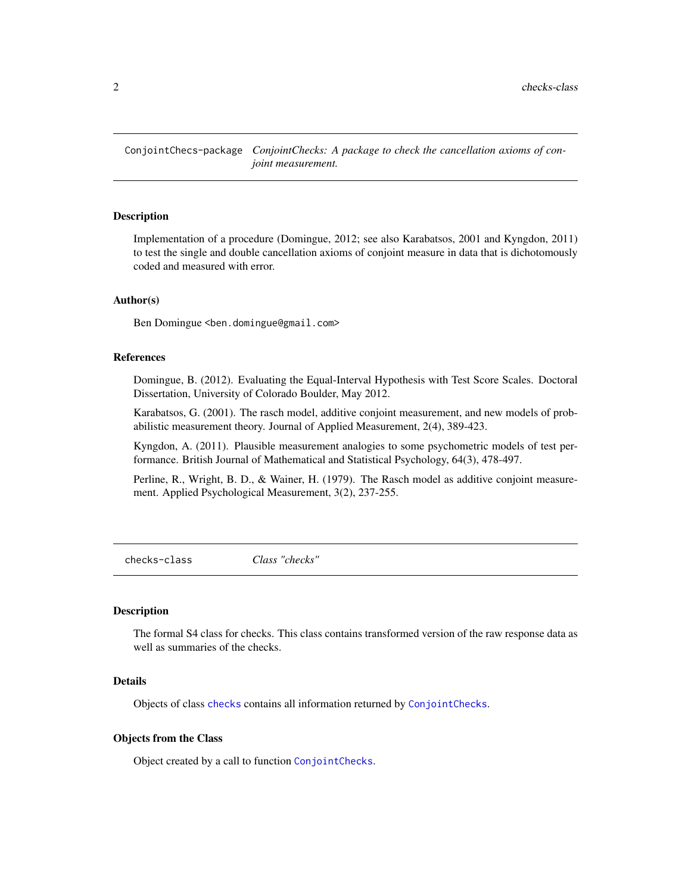## ConjointChecs-package *ConjointChecks: A package to check the cancellation axioms of conjoint measurement.*

### Description

Implementation of a procedure (Domingue, 2012; see also Karabatsos, 2001 and Kyngdon, 2011) to test the single and double cancellation axioms of conjoint measure in data that is dichotomously coded and measured with error.

### Author(s)

Ben Domingue <ben.domingue@gmail.com>

### References

Domingue, B. (2012). Evaluating the Equal-Interval Hypothesis with Test Score Scales. Doctoral Dissertation, University of Colorado Boulder, May 2012.

Karabatsos, G. (2001). The rasch model, additive conjoint measurement, and new models of probabilistic measurement theory. Journal of Applied Measurement, 2(4), 389-423.

Kyngdon, A. (2011). Plausible measurement analogies to some psychometric models of test performance. British Journal of Mathematical and Statistical Psychology, 64(3), 478-497.

Perline, R., Wright, B. D., & Wainer, H. (1979). The Rasch model as additive conjoint measurement. Applied Psychological Measurement, 3(2), 237-255.

## checks-class *Class "checks"*

### Description

The formal S4 class for checks. This class contains transformed version of the raw response data as well as summaries of the checks.

### Details

Objects of class `checks` contains all information returned by `ConjointChecks`.

### Objects from the Class

Object created by a call to function `ConjointChecks`.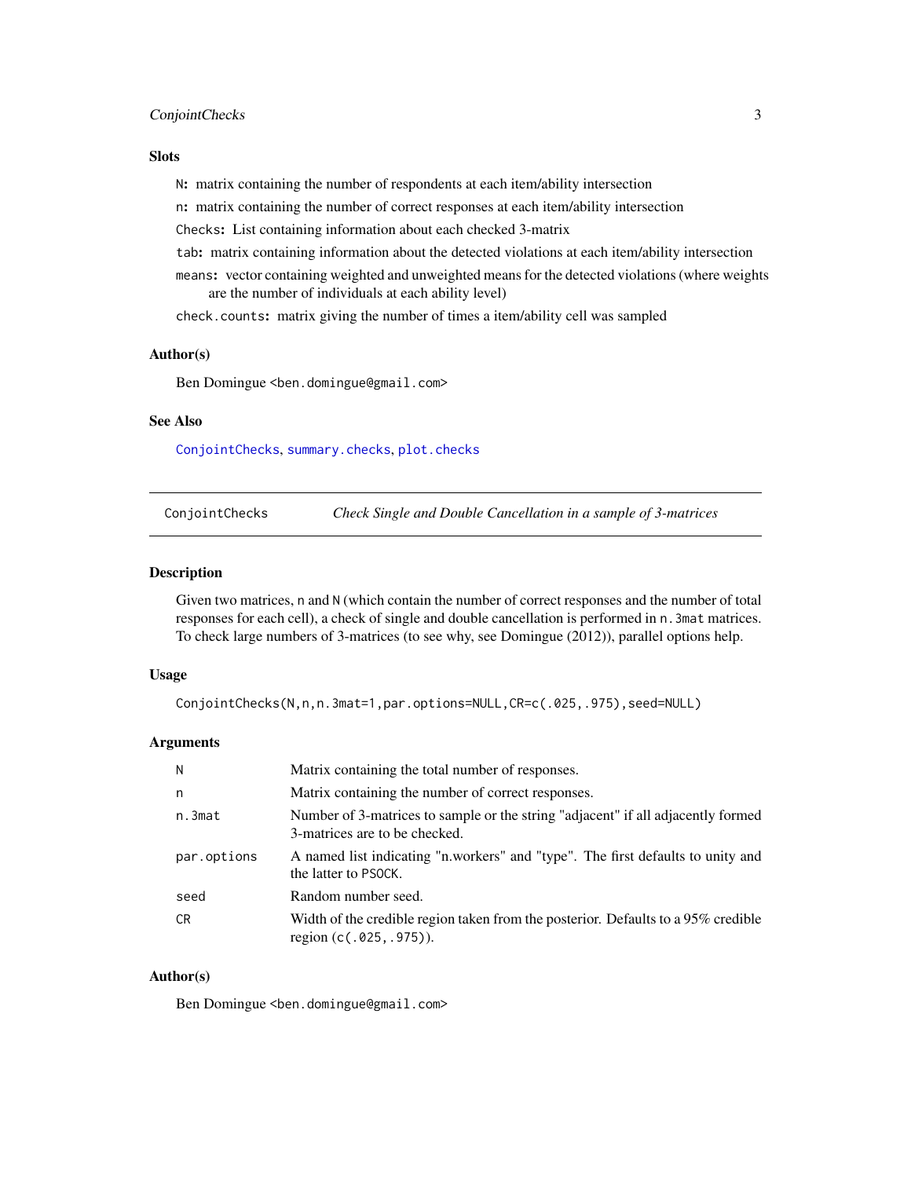### Slots

- `N`: matrix containing the number of respondents at each item/ability intersection
- `n`: matrix containing the number of correct responses at each item/ability intersection
- `Checks`: List containing information about each checked 3-matrix
- `tab`: matrix containing information about the detected violations at each item/ability intersection
- `means`: vector containing weighted and unweighted means for the detected violations (where weights are the number of individuals at each ability level)
- `check.counts`: matrix giving the number of times a item/ability cell was sampled

### Author(s)

Ben Domingue <ben.domingue@gmail.com>

### See Also

ConjointChecks, summary.checks, plot.checks

---

## ConjointChecks — *Check Single and Double Cancellation in a sample of 3-matrices*

### Description

Given two matrices, n and N (which contain the number of correct responses and the number of total responses for each cell), a check of single and double cancellation is performed in n.3mat matrices. To check large numbers of 3-matrices (to see why, see Domingue (2012)), parallel options help.

### Usage

```
ConjointChecks(N,n,n.3mat=1,par.options=NULL,CR=c(.025,.975),seed=NULL)
```

### Arguments

| | |
|---|---|
| N | Matrix containing the total number of responses. |
| n | Matrix containing the number of correct responses. |
| n.3mat | Number of 3-matrices to sample or the string "adjacent" if all adjacently formed 3-matrices are to be checked. |
| par.options | A named list indicating "n.workers" and "type". The first defaults to unity and the latter to PSOCK. |
| seed | Random number seed. |
| CR | Width of the credible region taken from the posterior. Defaults to a 95% credible region (c(.025,.975)). |

### Author(s)

Ben Domingue <ben.domingue@gmail.com>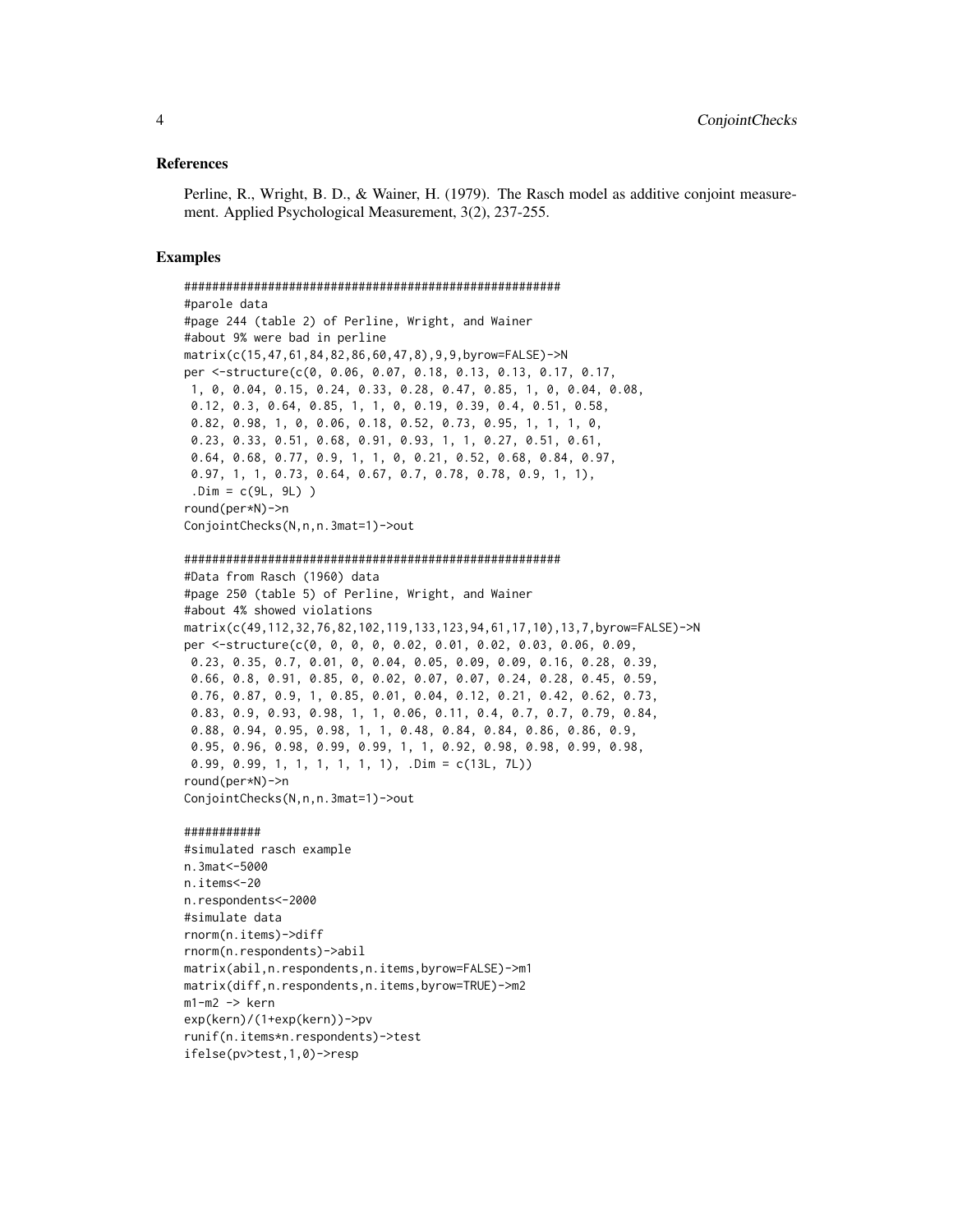## References

Perline, R., Wright, B. D., & Wainer, H. (1979). The Rasch model as additive conjoint measurement. Applied Psychological Measurement, 3(2), 237-255.

## Examples

```
######################################################
#parole data
#page 244 (table 2) of Perline, Wright, and Wainer
#about 9% were bad in perline
matrix(c(15,47,61,84,82,86,60,47,8),9,9,byrow=FALSE)->N
per <-structure(c(0, 0.06, 0.07, 0.18, 0.13, 0.13, 0.17, 0.17,
 1, 0, 0.04, 0.15, 0.24, 0.33, 0.28, 0.47, 0.85, 1, 0, 0.04, 0.08,
 0.12, 0.3, 0.64, 0.85, 1, 1, 0, 0.19, 0.39, 0.4, 0.51, 0.58,
 0.82, 0.98, 1, 0, 0.06, 0.18, 0.52, 0.73, 0.95, 1, 1, 1, 0,
 0.23, 0.33, 0.51, 0.68, 0.91, 0.93, 1, 1, 0.27, 0.51, 0.61,
 0.64, 0.68, 0.77, 0.9, 1, 1, 0, 0.21, 0.52, 0.68, 0.84, 0.97,
 0.97, 1, 1, 0.73, 0.64, 0.67, 0.7, 0.78, 0.78, 0.9, 1, 1),
 .Dim = c(9L, 9L) )
round(per*N)->n
ConjointChecks(N,n,n.3mat=1)->out

######################################################
#Data from Rasch (1960) data
#page 250 (table 5) of Perline, Wright, and Wainer
#about 4% showed violations
matrix(c(49,112,32,76,82,102,119,133,123,94,61,17,10),13,7,byrow=FALSE)->N
per <-structure(c(0, 0, 0, 0, 0.02, 0.01, 0.02, 0.03, 0.06, 0.09,
 0.23, 0.35, 0.7, 0.01, 0, 0.04, 0.05, 0.09, 0.09, 0.16, 0.28, 0.39,
 0.66, 0.8, 0.91, 0.85, 0, 0.02, 0.07, 0.07, 0.24, 0.28, 0.45, 0.59,
 0.76, 0.87, 0.9, 1, 0.85, 0.01, 0.04, 0.12, 0.21, 0.42, 0.62, 0.73,
 0.83, 0.9, 0.93, 0.98, 1, 1, 0.06, 0.11, 0.4, 0.7, 0.7, 0.79, 0.84,
 0.88, 0.94, 0.95, 0.98, 1, 1, 0.48, 0.84, 0.84, 0.86, 0.86, 0.9,
 0.95, 0.96, 0.98, 0.99, 0.99, 1, 1, 0.92, 0.98, 0.98, 0.99, 0.98,
 0.99, 0.99, 1, 1, 1, 1, 1, 1), .Dim = c(13L, 7L))
round(per*N)->n
ConjointChecks(N,n,n.3mat=1)->out

###########
#simulated rasch example
n.3mat<-5000
n.items<-20
n.respondents<-2000
#simulate data
rnorm(n.items)->diff
rnorm(n.respondents)->abil
matrix(abil,n.respondents,n.items,byrow=FALSE)->m1
matrix(diff,n.respondents,n.items,byrow=TRUE)->m2
m1-m2 -> kern
exp(kern)/(1+exp(kern))->pv
runif(n.items*n.respondents)->test
ifelse(pv>test,1,0)->resp
```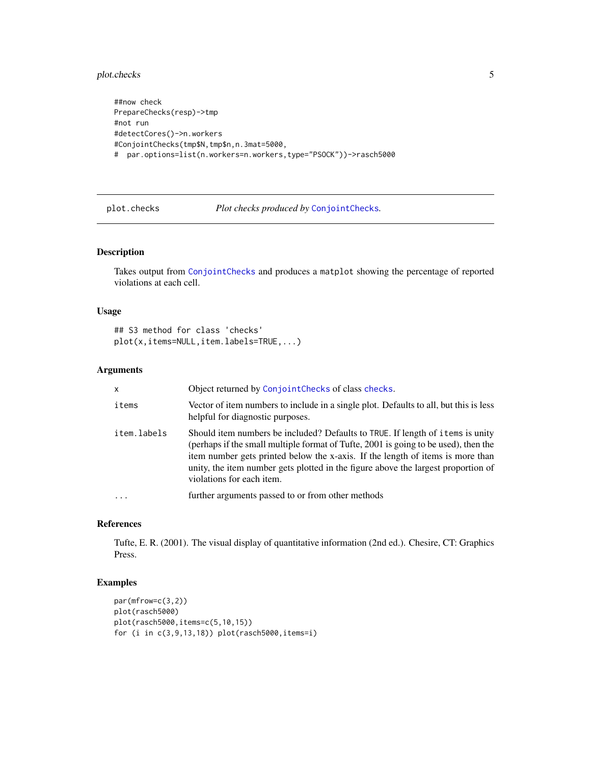```
##now check
PrepareChecks(resp)->tmp
#not run
#detectCores()->n.workers
#ConjointChecks(tmp$N,tmp$n,n.3mat=5000,
#  par.options=list(n.workers=n.workers,type="PSOCK"))->rasch5000
```

---

## plot.checks — *Plot checks produced by* ConjointChecks.

---

### Description

Takes output from ConjointChecks and produces a `matplot` showing the percentage of reported violations at each cell.

### Usage

```
## S3 method for class 'checks'
plot(x,items=NULL,item.labels=TRUE,...)
```

### Arguments

| | |
|---|---|
| `x` | Object returned by ConjointChecks of class checks. |
| `items` | Vector of item numbers to include in a single plot. Defaults to all, but this is less helpful for diagnostic purposes. |
| `item.labels` | Should item numbers be included? Defaults to `TRUE`. If length of `items` is unity (perhaps if the small multiple format of Tufte, 2001 is going to be used), then the item number gets printed below the x-axis. If the length of items is more than unity, the item number gets plotted in the figure above the largest proportion of violations for each item. |
| `...` | further arguments passed to or from other methods |

### References

Tufte, E. R. (2001). The visual display of quantitative information (2nd ed.). Chesire, CT: Graphics Press.

### Examples

```
par(mfrow=c(3,2))
plot(rasch5000)
plot(rasch5000,items=c(5,10,15))
for (i in c(3,9,13,18)) plot(rasch5000,items=i)
```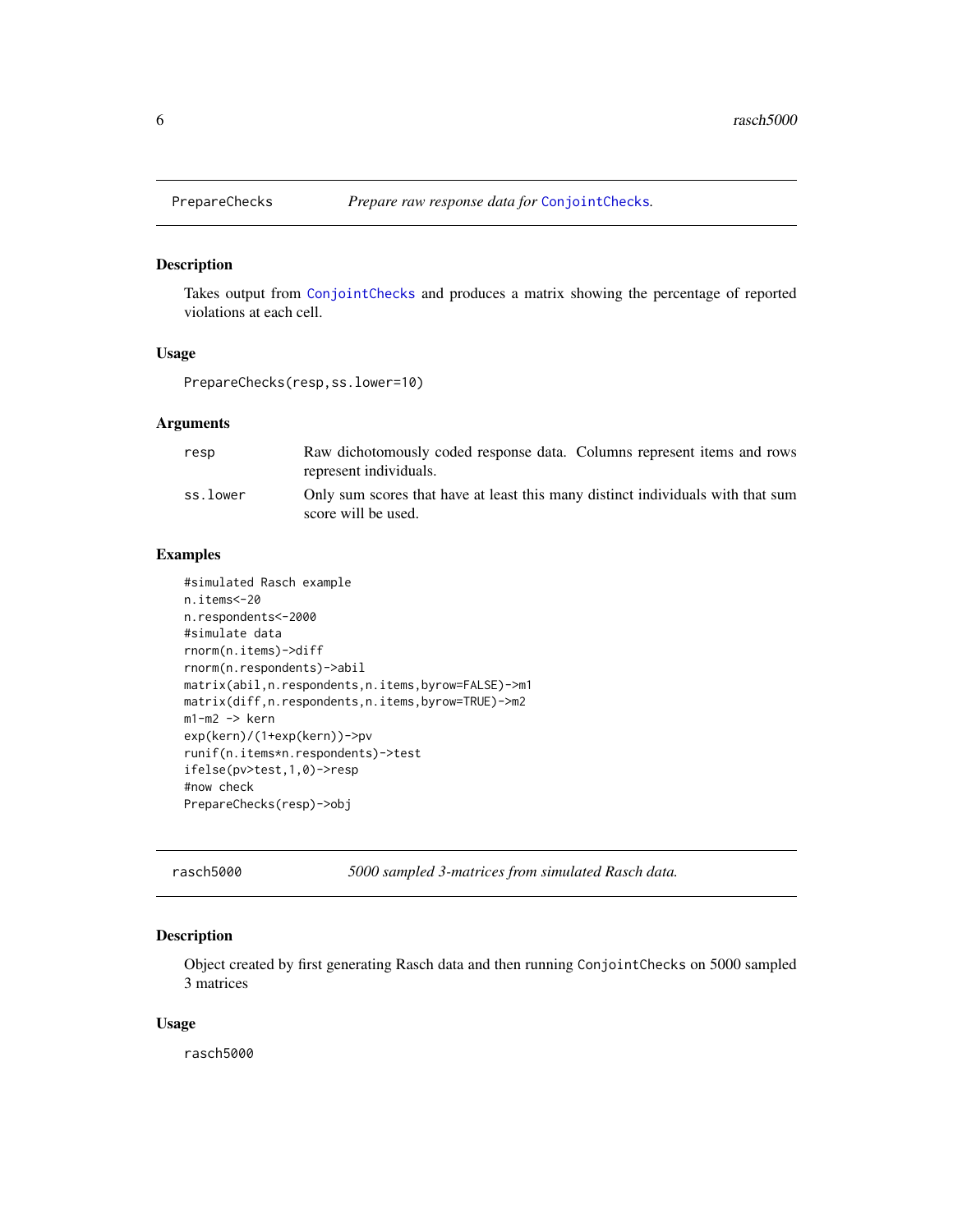## PrepareChecks — *Prepare raw response data for ConjointChecks.*

### Description

Takes output from ConjointChecks and produces a matrix showing the percentage of reported violations at each cell.

### Usage

```
PrepareChecks(resp,ss.lower=10)
```

### Arguments

| | |
|---|---|
| resp | Raw dichotomously coded response data. Columns represent items and rows represent individuals. |
| ss.lower | Only sum scores that have at least this many distinct individuals with that sum score will be used. |

### Examples

```
#simulated Rasch example
n.items<-20
n.respondents<-2000
#simulate data
rnorm(n.items)->diff
rnorm(n.respondents)->abil
matrix(abil,n.respondents,n.items,byrow=FALSE)->m1
matrix(diff,n.respondents,n.items,byrow=TRUE)->m2
m1-m2 -> kern
exp(kern)/(1+exp(kern))->pv
runif(n.items*n.respondents)->test
ifelse(pv>test,1,0)->resp
#now check
PrepareChecks(resp)->obj
```

## rasch5000 — *5000 sampled 3-matrices from simulated Rasch data.*

### Description

Object created by first generating Rasch data and then running `ConjointChecks` on 5000 sampled 3 matrices

### Usage

```
rasch5000
```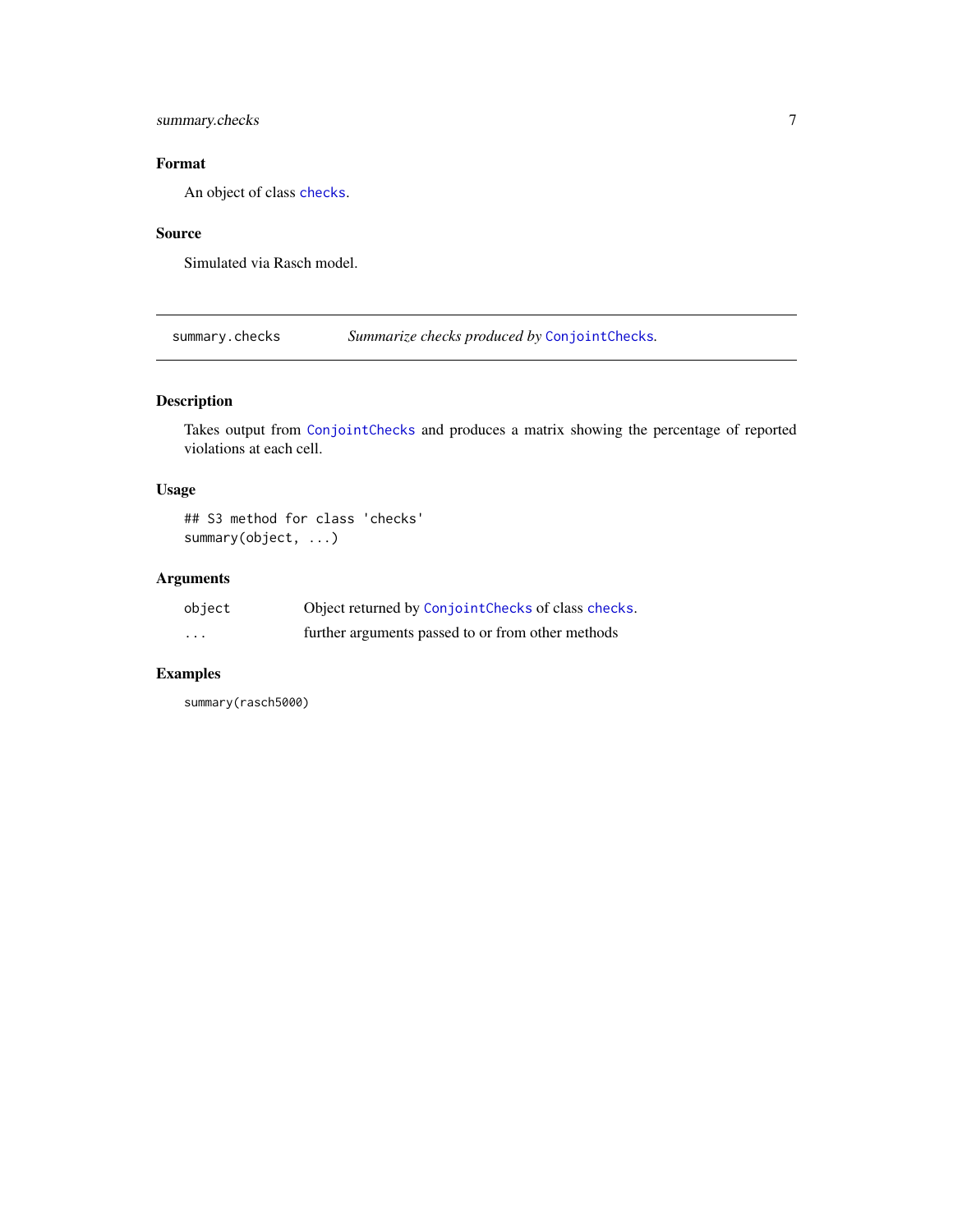### Format

An object of class `checks`.

### Source

Simulated via Rasch model.

---

## summary.checks — *Summarize checks produced by `ConjointChecks`.*

---

### Description

Takes output from `ConjointChecks` and produces a matrix showing the percentage of reported violations at each cell.

### Usage

```
## S3 method for class 'checks'
summary(object, ...)
```

### Arguments

| | |
|---|---|
| `object` | Object returned by `ConjointChecks` of class `checks`. |
| `...` | further arguments passed to or from other methods |

### Examples

```
summary(rasch5000)
```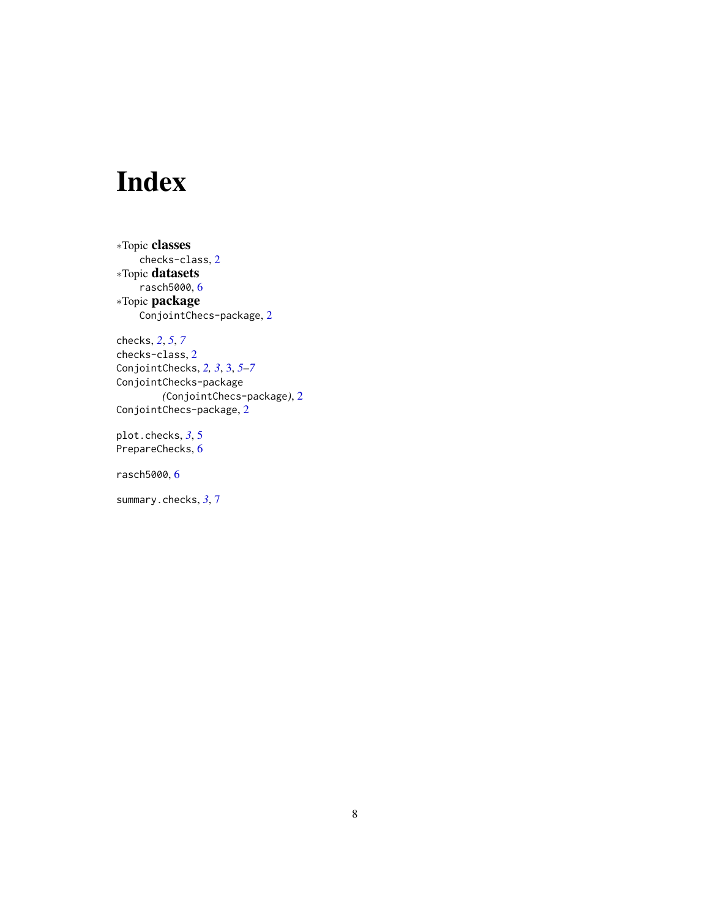# Index

*Topic **classes**
    checks-class, 2
*Topic **datasets**
    rasch5000, 6
*Topic **package**
    ConjointChecs-package, 2

checks, *2*, *5*, *7*
checks-class, 2
ConjointChecks, *2, 3*, 3, *5–7*
ConjointChecks-package
        *(*ConjointChecs-package*)*, 2
ConjointChecs-package, 2

plot.checks, *3*, 5
PrepareChecks, 6

rasch5000, 6

summary.checks, *3*, 7